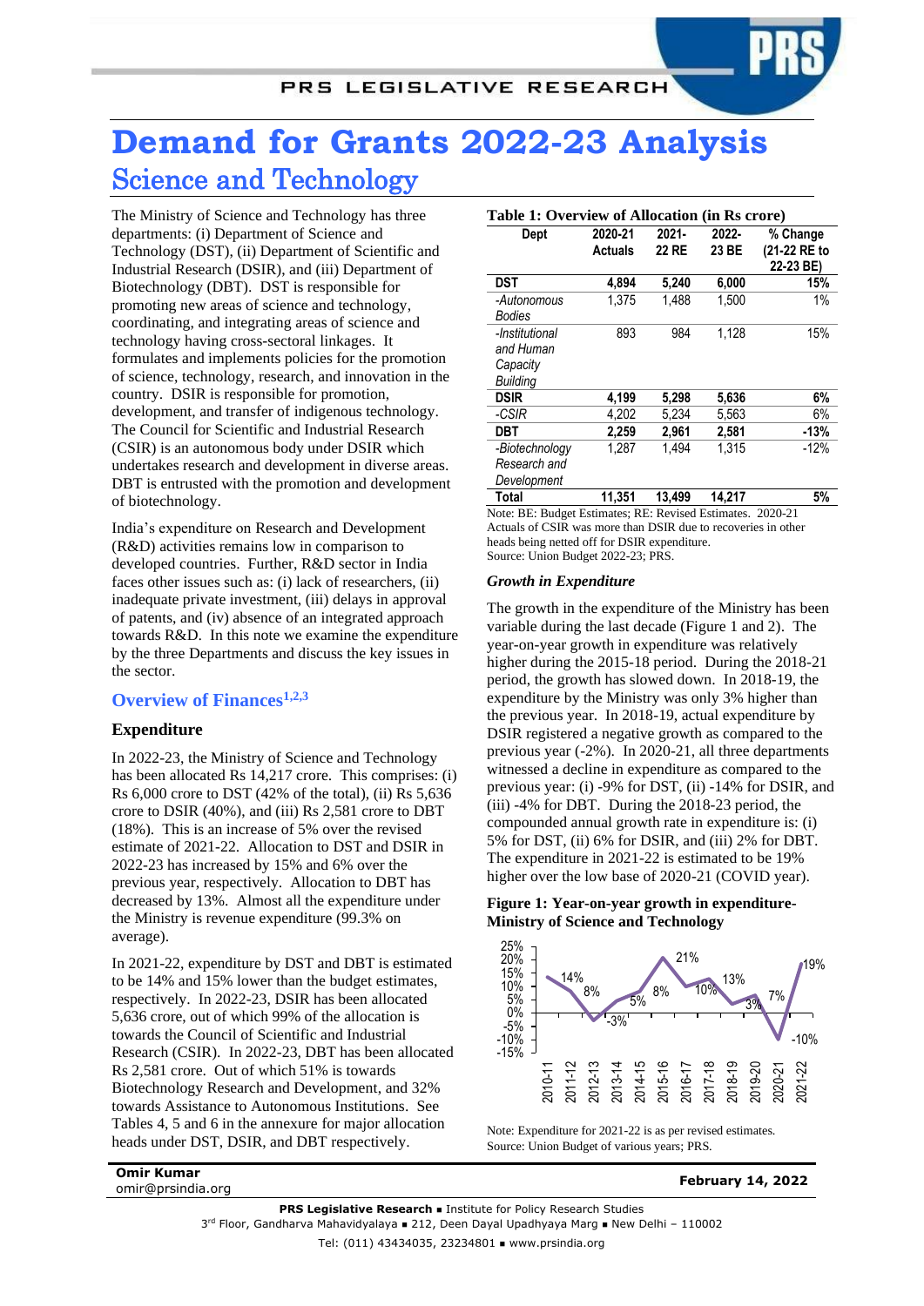# Demand for Grants 2022-23 Analysis

## Science and Technology

The Ministry of Science and Technology has three departments: (i) Department of Science and Technology (DST), (ii) Department of Scientific and Industrial Research (DSIR), and (iii) Department of Biotechnology (DBT). DST is responsible for promoting new areas of science and technology, coordinating, and integrating areas of science and technology having cross-sectoral linkages. It formulates and implements policies for the promotion of science, technology, research, and innovation in the country. DSIR is responsible for promotion, development, and transfer of indigenous technology. The Council for Scientific and Industrial Research (CSIR) is an autonomous body under DSIR which undertakes research and development in diverse areas. DBT is entrusted with the promotion and development of biotechnology.

India's expenditure on Research and Development (R&D) activities remains low in comparison to developed countries. Further, R&D sector in India faces other issues such as: (i) lack of researchers, (ii) inadequate private investment, (iii) delays in approval of patents, and (iv) absence of an integrated approach towards R&D. In this note we examine the expenditure by the three Departments and discuss the key issues in the sector.

### Overview of Finances[1,2,3]

#### Expenditure

In 2022-23, the Ministry of Science and Technology has been allocated Rs 14,217 crore. This comprises: (i) Rs 6,000 crore to DST (42% of the total), (ii) Rs 5,636 crore to DSIR (40%), and (iii) Rs 2,581 crore to DBT (18%). This is an increase of 5% over the revised estimate of 2021-22. Allocation to DST and DSIR in 2022-23 has increased by 15% and 6% over the previous year, respectively. Allocation to DBT has decreased by 13%. Almost all the expenditure under the Ministry is revenue expenditure (99.3% on average).

In 2021-22, expenditure by DST and DBT is estimated to be 14% and 15% lower than the budget estimates, respectively. In 2022-23, DSIR has been allocated 5,636 crore, out of which 99% of the allocation is towards the Council of Scientific and Industrial Research (CSIR). In 2022-23, DBT has been allocated Rs 2,581 crore. Out of which 51% is towards Biotechnology Research and Development, and 32% towards Assistance to Autonomous Institutions. See Tables 4, 5 and 6 in the annexure for major allocation heads under DST, DSIR, and DBT respectively.

**Table 1: Overview of Allocation (in Rs crore)**

| Dept | 2020-21 Actuals | 2021-22 RE | 2022-23 BE | % Change (21-22 RE to 22-23 BE) |
|---|---|---|---|---|
| **DST** | **4,894** | **5,240** | **6,000** | **15%** |
| *-Autonomous Bodies* | 1,375 | 1,488 | 1,500 | 1% |
| *-Institutional and Human Capacity Building* | 893 | 984 | 1,128 | 15% |
| **DSIR** | **4,199** | **5,298** | **5,636** | **6%** |
| *-CSIR* | 4,202 | 5,234 | 5,563 | 6% |
| **DBT** | **2,259** | **2,961** | **2,581** | **-13%** |
| *-Biotechnology Research and Development* | 1,287 | 1,494 | 1,315 | -12% |
| **Total** | **11,351** | **13,499** | **14,217** | **5%** |

Note: BE: Budget Estimates; RE: Revised Estimates. 2020-21 Actuals of CSIR was more than DSIR due to recoveries in other heads being netted off for DSIR expenditure.
Source: Union Budget 2022-23; PRS.

#### *Growth in Expenditure*

The growth in the expenditure of the Ministry has been variable during the last decade (Figure 1 and 2). The year-on-year growth in expenditure was relatively higher during the 2015-18 period. During the 2018-21 period, the growth has slowed down. In 2018-19, the expenditure by the Ministry was only 3% higher than the previous year. In 2018-19, actual expenditure by DSIR registered a negative growth as compared to the previous year (-2%). In 2020-21, all three departments witnessed a decline in expenditure as compared to the previous year: (i) -9% for DST, (ii) -14% for DSIR, and (iii) -4% for DBT. During the 2018-23 period, the compounded annual growth rate in expenditure is: (i) 5% for DST, (ii) 6% for DSIR, and (iii) 2% for DBT. The expenditure in 2021-22 is estimated to be 19% higher over the low base of 2020-21 (COVID year).

**Figure 1: Year-on-year growth in expenditure-Ministry of Science and Technology**

| Year | Growth |
|---|---|
| 2010-11 | 14% |
| 2011-12 | 8% |
| 2012-13 | -3% |
| 2013-14 | 5% |
| 2014-15 | 8% |
| 2015-16 | 21% |
| 2016-17 | 10% |
| 2017-18 | 13% |
| 2018-19 | 3% |
| 2019-20 | 7% |
| 2020-21 | -10% |
| 2021-22 | 19% |

Note: Expenditure for 2021-22 is as per revised estimates.
Source: Union Budget of various years; PRS.

Omir Kumar
omir@prsindia.org

February 14, 2022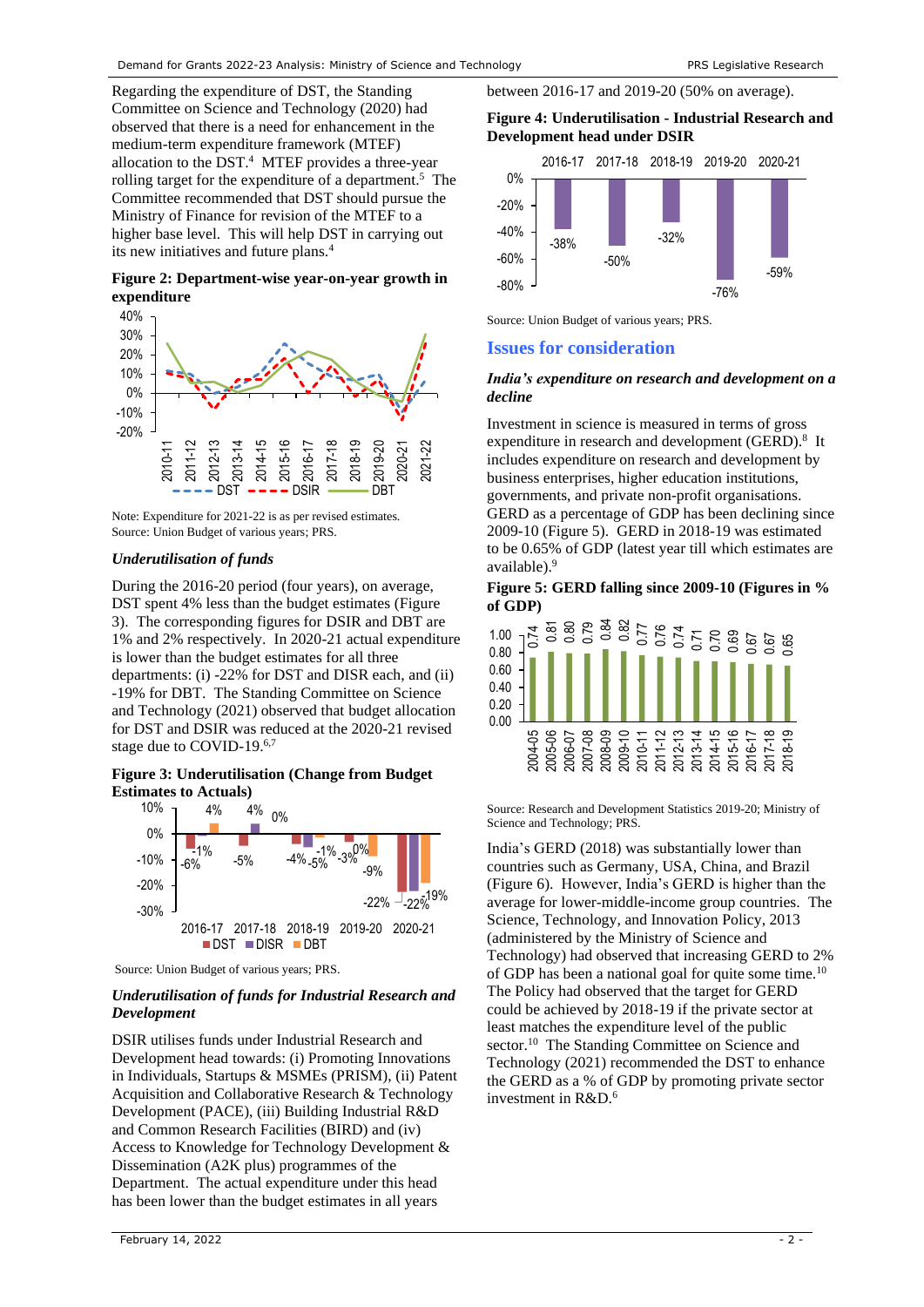Regarding the expenditure of DST, the Standing Committee on Science and Technology (2020) had observed that there is a need for enhancement in the medium-term expenditure framework (MTEF) allocation to the DST.[4] MTEF provides a three-year rolling target for the expenditure of a department.[5] The Committee recommended that DST should pursue the Ministry of Finance for revision of the MTEF to a higher base level. This will help DST in carrying out its new initiatives and future plans.[4]

**Figure 2: Department-wise year-on-year growth in expenditure**

Note: Expenditure for 2021-22 is as per revised estimates.
Source: Union Budget of various years; PRS.

### *Underutilisation of funds*

During the 2016-20 period (four years), on average, DST spent 4% less than the budget estimates (Figure 3). The corresponding figures for DSIR and DBT are 1% and 2% respectively. In 2020-21 actual expenditure is lower than the budget estimates for all three departments: (i) -22% for DST and DISR each, and (ii) -19% for DBT. The Standing Committee on Science and Technology (2021) observed that budget allocation for DST and DSIR was reduced at the 2020-21 revised stage due to COVID-19.[6,7]

**Figure 3: Underutilisation (Change from Budget Estimates to Actuals)**

| | DST | DISR | DBT |
|---|---|---|---|
| 2016-17 | -6% | -1% | 4% |
| 2017-18 | -5% | 4% | 0% |
| 2018-19 | -4% | -5% | -1% |
| 2019-20 | -3% | 0% | -9% |
| 2020-21 | -22% | -22% | -19% |

Source: Union Budget of various years; PRS.

### *Underutilisation of funds for Industrial Research and Development*

DSIR utilises funds under Industrial Research and Development head towards: (i) Promoting Innovations in Individuals, Startups & MSMEs (PRISM), (ii) Patent Acquisition and Collaborative Research & Technology Development (PACE), (iii) Building Industrial R&D and Common Research Facilities (BIRD) and (iv) Access to Knowledge for Technology Development & Dissemination (A2K plus) programmes of the Department. The actual expenditure under this head has been lower than the budget estimates in all years between 2016-17 and 2019-20 (50% on average).

**Figure 4: Underutilisation - Industrial Research and Development head under DSIR**

| 2016-17 | 2017-18 | 2018-19 | 2019-20 | 2020-21 |
|---|---|---|---|---|
| -38% | -50% | -32% | -76% | -59% |

Source: Union Budget of various years; PRS.

## Issues for consideration

### *India's expenditure on research and development on a decline*

Investment in science is measured in terms of gross expenditure in research and development (GERD).[8] It includes expenditure on research and development by business enterprises, higher education institutions, governments, and private non-profit organisations. GERD as a percentage of GDP has been declining since 2009-10 (Figure 5). GERD in 2018-19 was estimated to be 0.65% of GDP (latest year till which estimates are available).[9]

**Figure 5: GERD falling since 2009-10 (Figures in % of GDP)**

| Year | GERD (% of GDP) |
|---|---|
| 2004-05 | 0.74 |
| 2005-06 | 0.81 |
| 2006-07 | 0.80 |
| 2007-08 | 0.79 |
| 2008-09 | 0.84 |
| 2009-10 | 0.82 |
| 2010-11 | 0.77 |
| 2011-12 | 0.76 |
| 2012-13 | 0.74 |
| 2013-14 | 0.71 |
| 2014-15 | 0.70 |
| 2015-16 | 0.69 |
| 2016-17 | 0.67 |
| 2017-18 | 0.67 |
| 2018-19 | 0.65 |

Source: Research and Development Statistics 2019-20; Ministry of Science and Technology; PRS.

India's GERD (2018) was substantially lower than countries such as Germany, USA, China, and Brazil (Figure 6). However, India's GERD is higher than the average for lower-middle-income group countries. The Science, Technology, and Innovation Policy, 2013 (administered by the Ministry of Science and Technology) had observed that increasing GERD to 2% of GDP has been a national goal for quite some time.[10] The Policy had observed that the target for GERD could be achieved by 2018-19 if the private sector at least matches the expenditure level of the public sector.[10] The Standing Committee on Science and Technology (2021) recommended the DST to enhance the GERD as a % of GDP by promoting private sector investment in R&D.[6]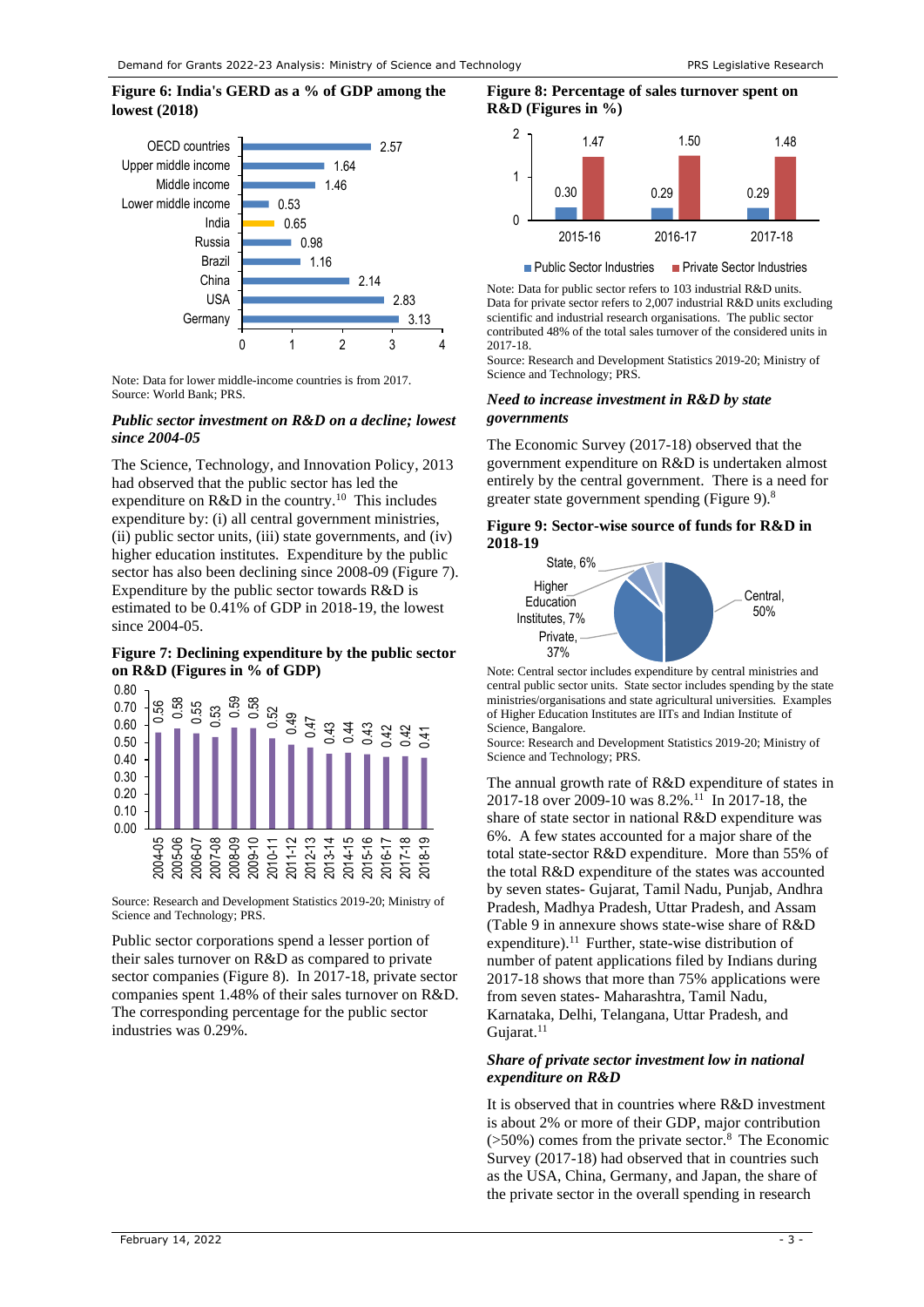**Figure 6: India's GERD as a % of GDP among the lowest (2018)**

| Country/Group | GERD as % of GDP |
|---|---|
| OECD countries | 2.57 |
| Upper middle income | 1.64 |
| Middle income | 1.46 |
| Lower middle income | 0.53 |
| India | 0.65 |
| Russia | 0.98 |
| Brazil | 1.16 |
| China | 2.14 |
| USA | 2.83 |
| Germany | 3.13 |

Note: Data for lower middle-income countries is from 2017.
Source: World Bank; PRS.

### *Public sector investment on R&D on a decline; lowest since 2004-05*

The Science, Technology, and Innovation Policy, 2013 had observed that the public sector has led the expenditure on R&D in the country.[10] This includes expenditure by: (i) all central government ministries, (ii) public sector units, (iii) state governments, and (iv) higher education institutes. Expenditure by the public sector has also been declining since 2008-09 (Figure 7). Expenditure by the public sector towards R&D is estimated to be 0.41% of GDP in 2018-19, the lowest since 2004-05.

**Figure 7: Declining expenditure by the public sector on R&D (Figures in % of GDP)**

| Year | % of GDP |
|---|---|
| 2004-05 | 0.56 |
| 2005-06 | 0.58 |
| 2006-07 | 0.55 |
| 2007-08 | 0.53 |
| 2008-09 | 0.59 |
| 2009-10 | 0.58 |
| 2010-11 | 0.52 |
| 2011-12 | 0.49 |
| 2012-13 | 0.47 |
| 2013-14 | 0.43 |
| 2014-15 | 0.44 |
| 2015-16 | 0.43 |
| 2016-17 | 0.42 |
| 2017-18 | 0.42 |
| 2018-19 | 0.41 |

Source: Research and Development Statistics 2019-20; Ministry of Science and Technology; PRS.

Public sector corporations spend a lesser portion of their sales turnover on R&D as compared to private sector companies (Figure 8). In 2017-18, private sector companies spent 1.48% of their sales turnover on R&D. The corresponding percentage for the public sector industries was 0.29%.

**Figure 8: Percentage of sales turnover spent on R&D (Figures in %)**

| Year | Public Sector Industries | Private Sector Industries |
|---|---|---|
| 2015-16 | 0.30 | 1.47 |
| 2016-17 | 0.29 | 1.50 |
| 2017-18 | 0.29 | 1.48 |

Note: Data for public sector refers to 103 industrial R&D units. Data for private sector refers to 2,007 industrial R&D units excluding scientific and industrial research organisations. The public sector contributed 48% of the total sales turnover of the considered units in 2017-18.
Source: Research and Development Statistics 2019-20; Ministry of Science and Technology; PRS.

### *Need to increase investment in R&D by state governments*

The Economic Survey (2017-18) observed that the government expenditure on R&D is undertaken almost entirely by the central government. There is a need for greater state government spending (Figure 9).[8]

**Figure 9: Sector-wise source of funds for R&D in 2018-19**

| Sector | Share |
|---|---|
| Central | 50% |
| Private | 37% |
| Higher Education Institutes | 7% |
| State | 6% |

Note: Central sector includes expenditure by central ministries and central public sector units. State sector includes spending by the state ministries/organisations and state agricultural universities. Examples of Higher Education Institutes are IITs and Indian Institute of Science, Bangalore.
Source: Research and Development Statistics 2019-20; Ministry of Science and Technology; PRS.

The annual growth rate of R&D expenditure of states in 2017-18 over 2009-10 was 8.2%.[11] In 2017-18, the share of state sector in national R&D expenditure was 6%. A few states accounted for a major share of the total state-sector R&D expenditure. More than 55% of the total R&D expenditure of the states was accounted by seven states- Gujarat, Tamil Nadu, Punjab, Andhra Pradesh, Madhya Pradesh, Uttar Pradesh, and Assam (Table 9 in annexure shows state-wise share of R&D expenditure).[11] Further, state-wise distribution of number of patent applications filed by Indians during 2017-18 shows that more than 75% applications were from seven states- Maharashtra, Tamil Nadu, Karnataka, Delhi, Telangana, Uttar Pradesh, and Gujarat.[11]

### *Share of private sector investment low in national expenditure on R&D*

It is observed that in countries where R&D investment is about 2% or more of their GDP, major contribution (>50%) comes from the private sector.[8] The Economic Survey (2017-18) had observed that in countries such as the USA, China, Germany, and Japan, the share of the private sector in the overall spending in research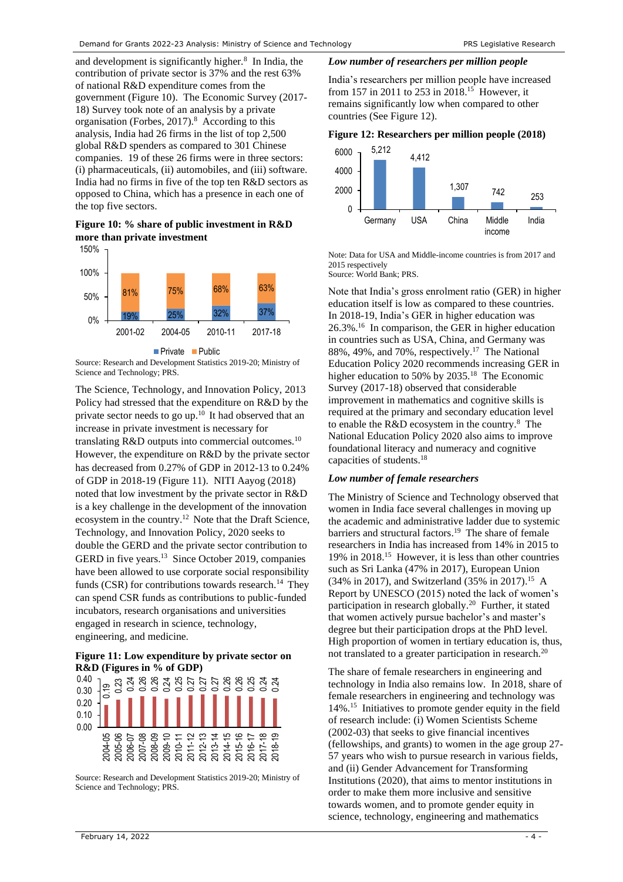and development is significantly higher.[8] In India, the contribution of private sector is 37% and the rest 63% of national R&D expenditure comes from the government (Figure 10). The Economic Survey (2017-18) Survey took note of an analysis by a private organisation (Forbes, 2017).[8] According to this analysis, India had 26 firms in the list of top 2,500 global R&D spenders as compared to 301 Chinese companies. 19 of these 26 firms were in three sectors: (i) pharmaceuticals, (ii) automobiles, and (iii) software. India had no firms in five of the top ten R&D sectors as opposed to China, which has a presence in each one of the top five sectors.

**Figure 10: % share of public investment in R&D more than private investment**

| | 2001-02 | 2004-05 | 2010-11 | 2017-18 |
|---|---|---|---|---|
| Private | 19% | 25% | 32% | 37% |
| Public | 81% | 75% | 68% | 63% |

Source: Research and Development Statistics 2019-20; Ministry of Science and Technology; PRS.

The Science, Technology, and Innovation Policy, 2013 Policy had stressed that the expenditure on R&D by the private sector needs to go up.[10] It had observed that an increase in private investment is necessary for translating R&D outputs into commercial outcomes.[10] However, the expenditure on R&D by the private sector has decreased from 0.27% of GDP in 2012-13 to 0.24% of GDP in 2018-19 (Figure 11). NITI Aayog (2018) noted that low investment by the private sector in R&D is a key challenge in the development of the innovation ecosystem in the country.[12] Note that the Draft Science, Technology, and Innovation Policy, 2020 seeks to double the GERD and the private sector contribution to GERD in five years.[13] Since October 2019, companies have been allowed to use corporate social responsibility funds (CSR) for contributions towards research.[14] They can spend CSR funds as contributions to public-funded incubators, research organisations and universities engaged in research in science, technology, engineering, and medicine.

**Figure 11: Low expenditure by private sector on R&D (Figures in % of GDP)**

| Year | % of GDP |
|---|---|
| 2004-05 | 0.19 |
| 2005-06 | 0.23 |
| 2006-07 | 0.24 |
| 2007-08 | 0.26 |
| 2008-09 | 0.26 |
| 2009-10 | 0.24 |
| 2010-11 | 0.25 |
| 2011-12 | 0.27 |
| 2012-13 | 0.27 |
| 2013-14 | 0.27 |
| 2014-15 | 0.26 |
| 2015-16 | 0.26 |
| 2016-17 | 0.25 |
| 2017-18 | 0.24 |
| 2018-19 | 0.24 |

Source: Research and Development Statistics 2019-20; Ministry of Science and Technology; PRS.

*Low number of researchers per million people*

India's researchers per million people have increased from 157 in 2011 to 253 in 2018.[15] However, it remains significantly low when compared to other countries (See Figure 12).

**Figure 12: Researchers per million people (2018)**

| Germany | USA | China | Middle income | India |
|---|---|---|---|---|
| 5,212 | 4,412 | 1,307 | 742 | 253 |

Note: Data for USA and Middle-income countries is from 2017 and 2015 respectively
Source: World Bank; PRS.

Note that India's gross enrolment ratio (GER) in higher education itself is low as compared to these countries. In 2018-19, India's GER in higher education was 26.3%.[16] In comparison, the GER in higher education in countries such as USA, China, and Germany was 88%, 49%, and 70%, respectively.[17] The National Education Policy 2020 recommends increasing GER in higher education to 50% by 2035.[18] The Economic Survey (2017-18) observed that considerable improvement in mathematics and cognitive skills is required at the primary and secondary education level to enable the R&D ecosystem in the country.[8] The National Education Policy 2020 also aims to improve foundational literacy and numeracy and cognitive capacities of students.[18]

*Low number of female researchers*

The Ministry of Science and Technology observed that women in India face several challenges in moving up the academic and administrative ladder due to systemic barriers and structural factors.[19] The share of female researchers in India has increased from 14% in 2015 to 19% in 2018.[15] However, it is less than other countries such as Sri Lanka (47% in 2017), European Union (34% in 2017), and Switzerland (35% in 2017).[15] A Report by UNESCO (2015) noted the lack of women's participation in research globally.[20] Further, it stated that women actively pursue bachelor's and master's degree but their participation drops at the PhD level. High proportion of women in tertiary education is, thus, not translated to a greater participation in research.[20]

The share of female researchers in engineering and technology in India also remains low. In 2018, share of female researchers in engineering and technology was 14%.[15] Initiatives to promote gender equity in the field of research include: (i) Women Scientists Scheme (2002-03) that seeks to give financial incentives (fellowships, and grants) to women in the age group 27-57 years who wish to pursue research in various fields, and (ii) Gender Advancement for Transforming Institutions (2020), that aims to mentor institutions in order to make them more inclusive and sensitive towards women, and to promote gender equity in science, technology, engineering and mathematics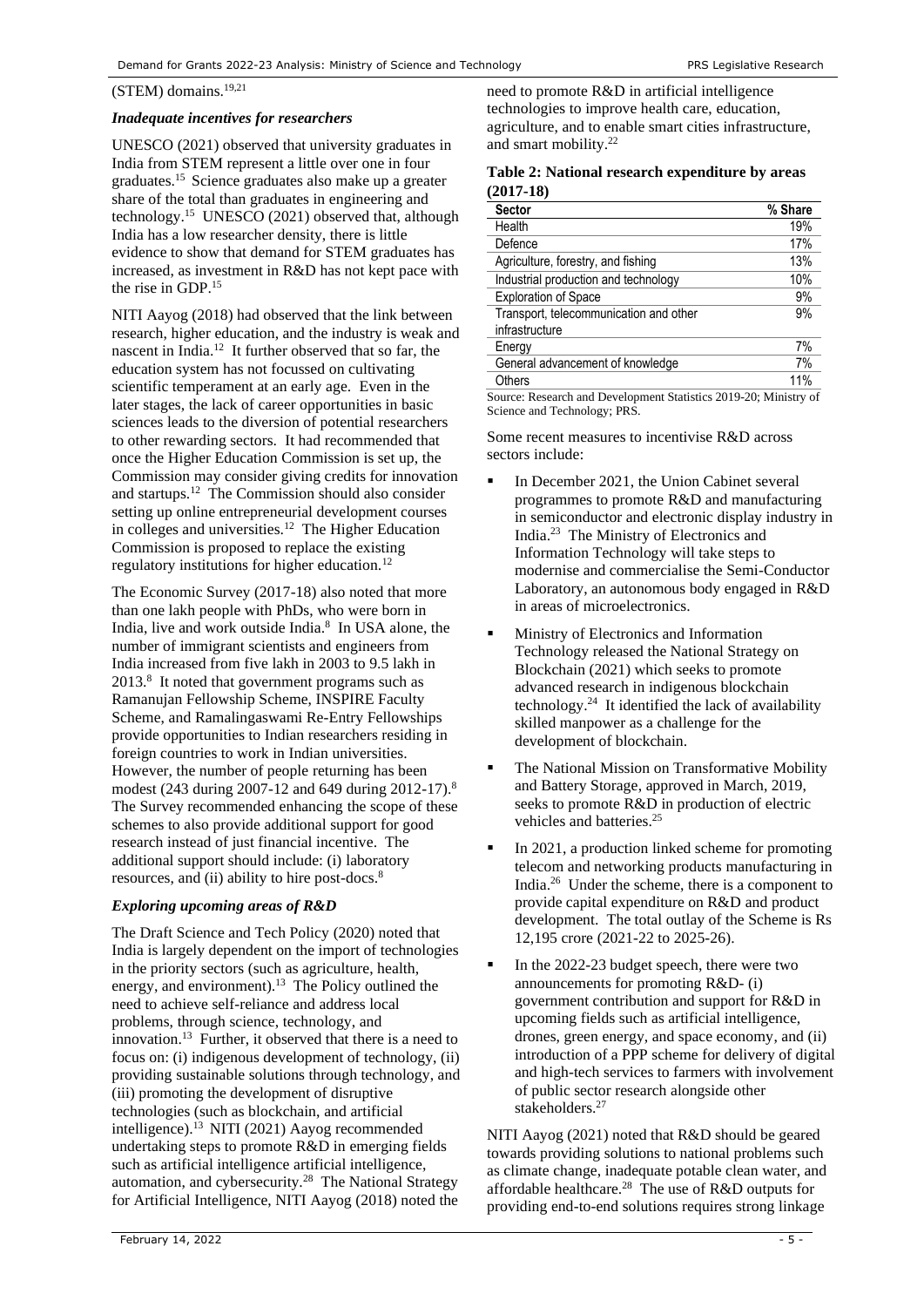(STEM) domains.[19,21]

### *Inadequate incentives for researchers*

UNESCO (2021) observed that university graduates in India from STEM represent a little over one in four graduates.[15] Science graduates also make up a greater share of the total than graduates in engineering and technology.[15] UNESCO (2021) observed that, although India has a low researcher density, there is little evidence to show that demand for STEM graduates has increased, as investment in R&D has not kept pace with the rise in GDP.[15]

NITI Aayog (2018) had observed that the link between research, higher education, and the industry is weak and nascent in India.[12] It further observed that so far, the education system has not focussed on cultivating scientific temperament at an early age. Even in the later stages, the lack of career opportunities in basic sciences leads to the diversion of potential researchers to other rewarding sectors. It had recommended that once the Higher Education Commission is set up, the Commission may consider giving credits for innovation and startups.[12] The Commission should also consider setting up online entrepreneurial development courses in colleges and universities.[12] The Higher Education Commission is proposed to replace the existing regulatory institutions for higher education.[12]

The Economic Survey (2017-18) also noted that more than one lakh people with PhDs, who were born in India, live and work outside India.[8] In USA alone, the number of immigrant scientists and engineers from India increased from five lakh in 2003 to 9.5 lakh in 2013.[8] It noted that government programs such as Ramanujan Fellowship Scheme, INSPIRE Faculty Scheme, and Ramalingaswami Re-Entry Fellowships provide opportunities to Indian researchers residing in foreign countries to work in Indian universities. However, the number of people returning has been modest (243 during 2007-12 and 649 during 2012-17).[8] The Survey recommended enhancing the scope of these schemes to also provide additional support for good research instead of just financial incentive. The additional support should include: (i) laboratory resources, and (ii) ability to hire post-docs.[8]

### *Exploring upcoming areas of R&D*

The Draft Science and Tech Policy (2020) noted that India is largely dependent on the import of technologies in the priority sectors (such as agriculture, health, energy, and environment).[13] The Policy outlined the need to achieve self-reliance and address local problems, through science, technology, and innovation.[13] Further, it observed that there is a need to focus on: (i) indigenous development of technology, (ii) providing sustainable solutions through technology, and (iii) promoting the development of disruptive technologies (such as blockchain, and artificial intelligence).[13] NITI (2021) Aayog recommended undertaking steps to promote R&D in emerging fields such as artificial intelligence artificial intelligence, automation, and cybersecurity.[28] The National Strategy for Artificial Intelligence, NITI Aayog (2018) noted the need to promote R&D in artificial intelligence technologies to improve health care, education, agriculture, and to enable smart cities infrastructure, and smart mobility.[22]

**Table 2: National research expenditure by areas (2017-18)**

| Sector | % Share |
|---|---|
| Health | 19% |
| Defence | 17% |
| Agriculture, forestry, and fishing | 13% |
| Industrial production and technology | 10% |
| Exploration of Space | 9% |
| Transport, telecommunication and other infrastructure | 9% |
| Energy | 7% |
| General advancement of knowledge | 7% |
| Others | 11% |

Source: Research and Development Statistics 2019-20; Ministry of Science and Technology; PRS.

Some recent measures to incentivise R&D across sectors include:

- In December 2021, the Union Cabinet several programmes to promote R&D and manufacturing in semiconductor and electronic display industry in India.[23] The Ministry of Electronics and Information Technology will take steps to modernise and commercialise the Semi-Conductor Laboratory, an autonomous body engaged in R&D in areas of microelectronics.
- Ministry of Electronics and Information Technology released the National Strategy on Blockchain (2021) which seeks to promote advanced research in indigenous blockchain technology.[24] It identified the lack of availability skilled manpower as a challenge for the development of blockchain.
- The National Mission on Transformative Mobility and Battery Storage, approved in March, 2019, seeks to promote R&D in production of electric vehicles and batteries.[25]
- In 2021, a production linked scheme for promoting telecom and networking products manufacturing in India.[26] Under the scheme, there is a component to provide capital expenditure on R&D and product development. The total outlay of the Scheme is Rs 12,195 crore (2021-22 to 2025-26).
- In the 2022-23 budget speech, there were two announcements for promoting R&D- (i) government contribution and support for R&D in upcoming fields such as artificial intelligence, drones, green energy, and space economy, and (ii) introduction of a PPP scheme for delivery of digital and high-tech services to farmers with involvement of public sector research alongside other stakeholders.[27]

NITI Aayog (2021) noted that R&D should be geared towards providing solutions to national problems such as climate change, inadequate potable clean water, and affordable healthcare.[28] The use of R&D outputs for providing end-to-end solutions requires strong linkage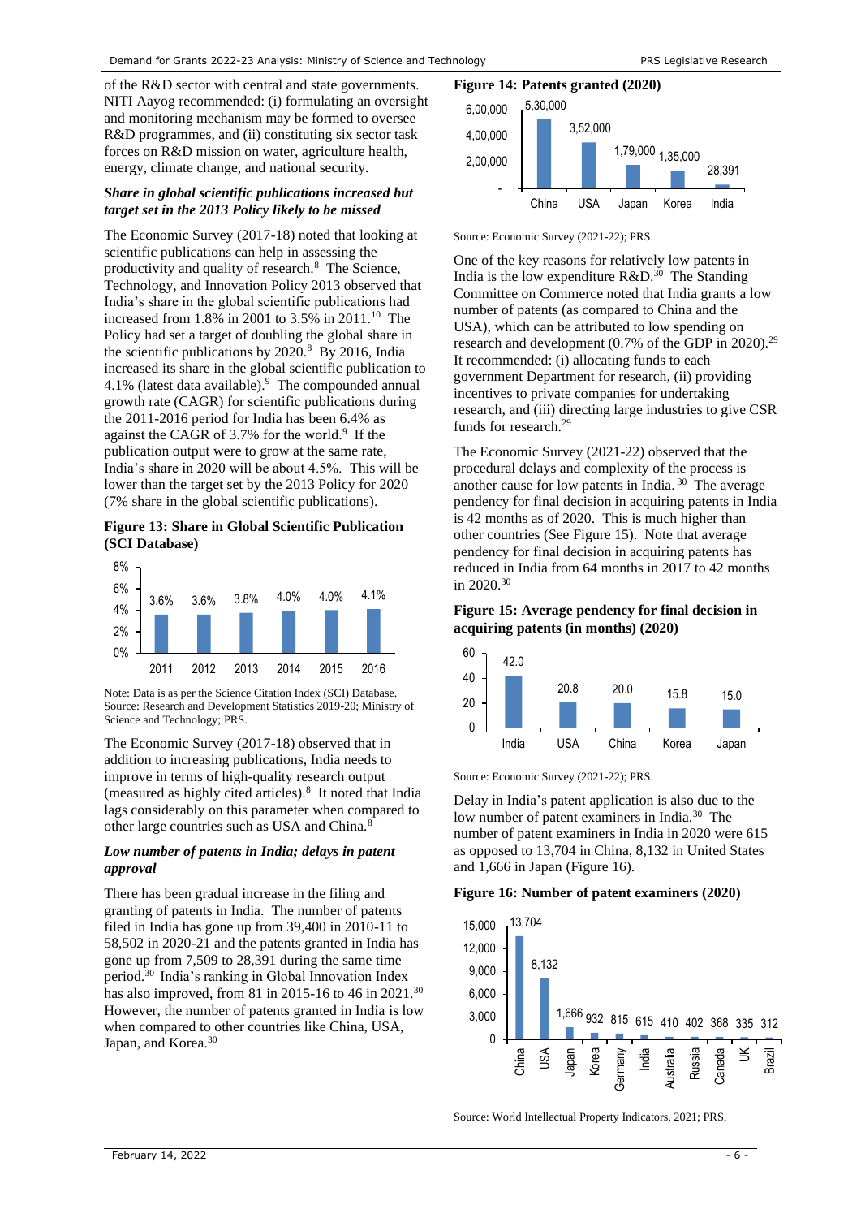of the R&D sector with central and state governments. NITI Aayog recommended: (i) formulating an oversight and monitoring mechanism may be formed to oversee R&D programmes, and (ii) constituting six sector task forces on R&D mission on water, agriculture health, energy, climate change, and national security.

### *Share in global scientific publications increased but target set in the 2013 Policy likely to be missed*

The Economic Survey (2017-18) noted that looking at scientific publications can help in assessing the productivity and quality of research.[8] The Science, Technology, and Innovation Policy 2013 observed that India's share in the global scientific publications had increased from 1.8% in 2001 to 3.5% in 2011.[10] The Policy had set a target of doubling the global share in the scientific publications by 2020.[8] By 2016, India increased its share in the global scientific publication to 4.1% (latest data available).[9] The compounded annual growth rate (CAGR) for scientific publications during the 2011-2016 period for India has been 6.4% as against the CAGR of 3.7% for the world.[9] If the publication output were to grow at the same rate, India's share in 2020 will be about 4.5%. This will be lower than the target set by the 2013 Policy for 2020 (7% share in the global scientific publications).

**Figure 13: Share in Global Scientific Publication (SCI Database)**

| Year | 2011 | 2012 | 2013 | 2014 | 2015 | 2016 |
|---|---|---|---|---|---|---|
| Share | 3.6% | 3.6% | 3.8% | 4.0% | 4.0% | 4.1% |

Note: Data is as per the Science Citation Index (SCI) Database.
Source: Research and Development Statistics 2019-20; Ministry of Science and Technology; PRS.

The Economic Survey (2017-18) observed that in addition to increasing publications, India needs to improve in terms of high-quality research output (measured as highly cited articles).[8] It noted that India lags considerably on this parameter when compared to other large countries such as USA and China.[8]

### *Low number of patents in India; delays in patent approval*

There has been gradual increase in the filing and granting of patents in India. The number of patents filed in India has gone up from 39,400 in 2010-11 to 58,502 in 2020-21 and the patents granted in India has gone up from 7,509 to 28,391 during the same time period.[30] India's ranking in Global Innovation Index has also improved, from 81 in 2015-16 to 46 in 2021.[30] However, the number of patents granted in India is low when compared to other countries like China, USA, Japan, and Korea.[30]

**Figure 14: Patents granted (2020)**

| Country | China | USA | Japan | Korea | India |
|---|---|---|---|---|---|
| Patents granted | 5,30,000 | 3,52,000 | 1,79,000 | 1,35,000 | 28,391 |

Source: Economic Survey (2021-22); PRS.

One of the key reasons for relatively low patents in India is the low expenditure R&D.[30] The Standing Committee on Commerce noted that India grants a low number of patents (as compared to China and the USA), which can be attributed to low spending on research and development (0.7% of the GDP in 2020).[29] It recommended: (i) allocating funds to each government Department for research, (ii) providing incentives to private companies for undertaking research, and (iii) directing large industries to give CSR funds for research.[29]

The Economic Survey (2021-22) observed that the procedural delays and complexity of the process is another cause for low patents in India.[30] The average pendency for final decision in acquiring patents in India is 42 months as of 2020. This is much higher than other countries (See Figure 15). Note that average pendency for final decision in acquiring patents has reduced in India from 64 months in 2017 to 42 months in 2020.[30]

**Figure 15: Average pendency for final decision in acquiring patents (in months) (2020)**

| Country | India | USA | China | Korea | Japan |
|---|---|---|---|---|---|
| Months | 42.0 | 20.8 | 20.0 | 15.8 | 15.0 |

Source: Economic Survey (2021-22); PRS.

Delay in India's patent application is also due to the low number of patent examiners in India.[30] The number of patent examiners in India in 2020 were 615 as opposed to 13,704 in China, 8,132 in United States and 1,666 in Japan (Figure 16).

**Figure 16: Number of patent examiners (2020)**

| Country | China | USA | Japan | Korea | Germany | India | Australia | Russia | Canada | UK | Brazil |
|---|---|---|---|---|---|---|---|---|---|---|---|
| Examiners | 13,704 | 8,132 | 1,666 | 932 | 815 | 615 | 410 | 402 | 368 | 335 | 312 |

Source: World Intellectual Property Indicators, 2021; PRS.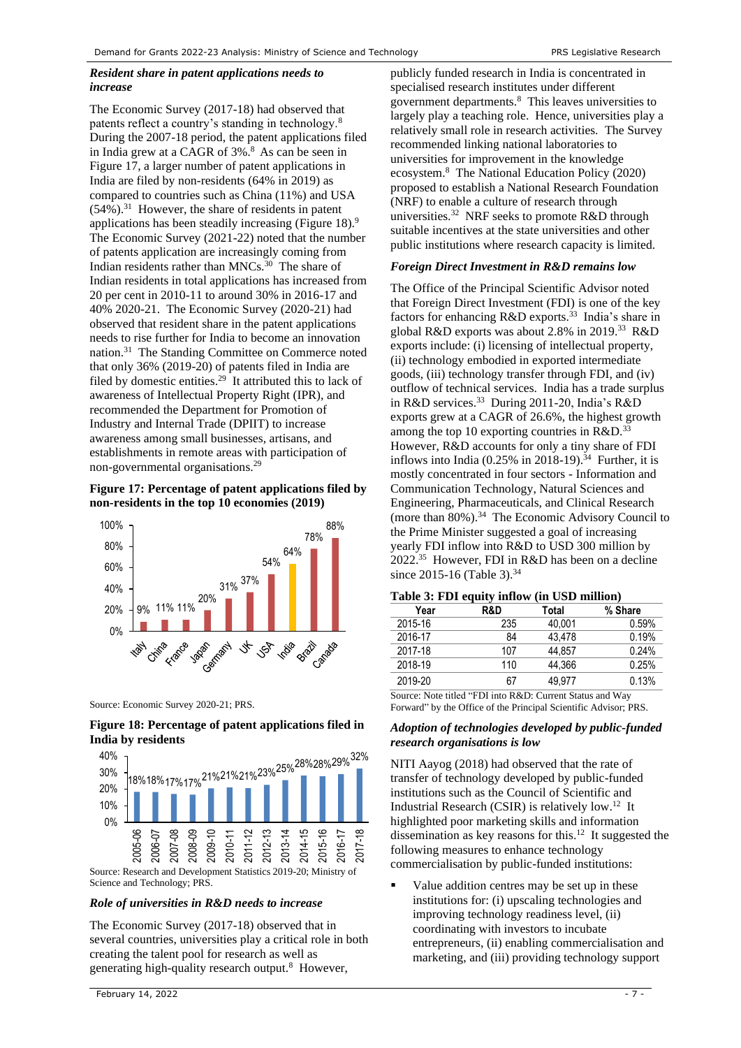### *Resident share in patent applications needs to increase*

The Economic Survey (2017-18) had observed that patents reflect a country's standing in technology.[8] During the 2007-18 period, the patent applications filed in India grew at a CAGR of 3%.[8] As can be seen in Figure 17, a larger number of patent applications in India are filed by non-residents (64% in 2019) as compared to countries such as China (11%) and USA (54%).[31] However, the share of residents in patent applications has been steadily increasing (Figure 18).[9] The Economic Survey (2021-22) noted that the number of patents application are increasingly coming from Indian residents rather than MNCs.[30] The share of Indian residents in total applications has increased from 20 per cent in 2010-11 to around 30% in 2016-17 and 40% 2020-21. The Economic Survey (2020-21) had observed that resident share in the patent applications needs to rise further for India to become an innovation nation.[31] The Standing Committee on Commerce noted that only 36% (2019-20) of patents filed in India are filed by domestic entities.[29] It attributed this to lack of awareness of Intellectual Property Right (IPR), and recommended the Department for Promotion of Industry and Internal Trade (DPIIT) to increase awareness among small businesses, artisans, and establishments in remote areas with participation of non-governmental organisations.[29]

**Figure 17: Percentage of patent applications filed by non-residents in the top 10 economies (2019)**

| Country | Share |
|---|---|
| Italy | 9% |
| China | 11% |
| France | 11% |
| Japan | 20% |
| Germany | 31% |
| UK | 37% |
| USA | 54% |
| India | 64% |
| Brazil | 78% |
| Canada | 88% |

Source: Economic Survey 2020-21; PRS.

**Figure 18: Percentage of patent applications filed in India by residents**

| Year | Share |
|---|---|
| 2005-06 | 18% |
| 2006-07 | 18% |
| 2007-08 | 17% |
| 2008-09 | 17% |
| 2009-10 | 21% |
| 2010-11 | 21% |
| 2011-12 | 21% |
| 2012-13 | 23% |
| 2013-14 | 25% |
| 2014-15 | 28% |
| 2015-16 | 28% |
| 2016-17 | 29% |
| 2017-18 | 32% |

Source: Research and Development Statistics 2019-20; Ministry of Science and Technology; PRS.

### *Role of universities in R&D needs to increase*

The Economic Survey (2017-18) observed that in several countries, universities play a critical role in both creating the talent pool for research as well as generating high-quality research output.[8] However, publicly funded research in India is concentrated in specialised research institutes under different government departments.[8] This leaves universities to largely play a teaching role. Hence, universities play a relatively small role in research activities. The Survey recommended linking national laboratories to universities for improvement in the knowledge ecosystem.[8] The National Education Policy (2020) proposed to establish a National Research Foundation (NRF) to enable a culture of research through universities.[32] NRF seeks to promote R&D through suitable incentives at the state universities and other public institutions where research capacity is limited.

### *Foreign Direct Investment in R&D remains low*

The Office of the Principal Scientific Advisor noted that Foreign Direct Investment (FDI) is one of the key factors for enhancing R&D exports.[33] India's share in global R&D exports was about 2.8% in 2019.[33] R&D exports include: (i) licensing of intellectual property, (ii) technology embodied in exported intermediate goods, (iii) technology transfer through FDI, and (iv) outflow of technical services. India has a trade surplus in R&D services.[33] During 2011-20, India's R&D exports grew at a CAGR of 26.6%, the highest growth among the top 10 exporting countries in R&D.[33] However, R&D accounts for only a tiny share of FDI inflows into India (0.25% in 2018-19).[34] Further, it is mostly concentrated in four sectors - Information and Communication Technology, Natural Sciences and Engineering, Pharmaceuticals, and Clinical Research (more than 80%).[34] The Economic Advisory Council to the Prime Minister suggested a goal of increasing yearly FDI inflow into R&D to USD 300 million by 2022.[35] However, FDI in R&D has been on a decline since 2015-16 (Table 3).[34]

**Table 3: FDI equity inflow (in USD million)**

| Year | R&D | Total | % Share |
|---|---|---|---|
| 2015-16 | 235 | 40,001 | 0.59% |
| 2016-17 | 84 | 43,478 | 0.19% |
| 2017-18 | 107 | 44,857 | 0.24% |
| 2018-19 | 110 | 44,366 | 0.25% |
| 2019-20 | 67 | 49,977 | 0.13% |

Source: Note titled "FDI into R&D: Current Status and Way Forward" by the Office of the Principal Scientific Advisor; PRS.

### *Adoption of technologies developed by public-funded research organisations is low*

NITI Aayog (2018) had observed that the rate of transfer of technology developed by public-funded institutions such as the Council of Scientific and Industrial Research (CSIR) is relatively low.[12] It highlighted poor marketing skills and information dissemination as key reasons for this.[12] It suggested the following measures to enhance technology commercialisation by public-funded institutions:

- Value addition centres may be set up in these institutions for: (i) upscaling technologies and improving technology readiness level, (ii) coordinating with investors to incubate entrepreneurs, (ii) enabling commercialisation and marketing, and (iii) providing technology support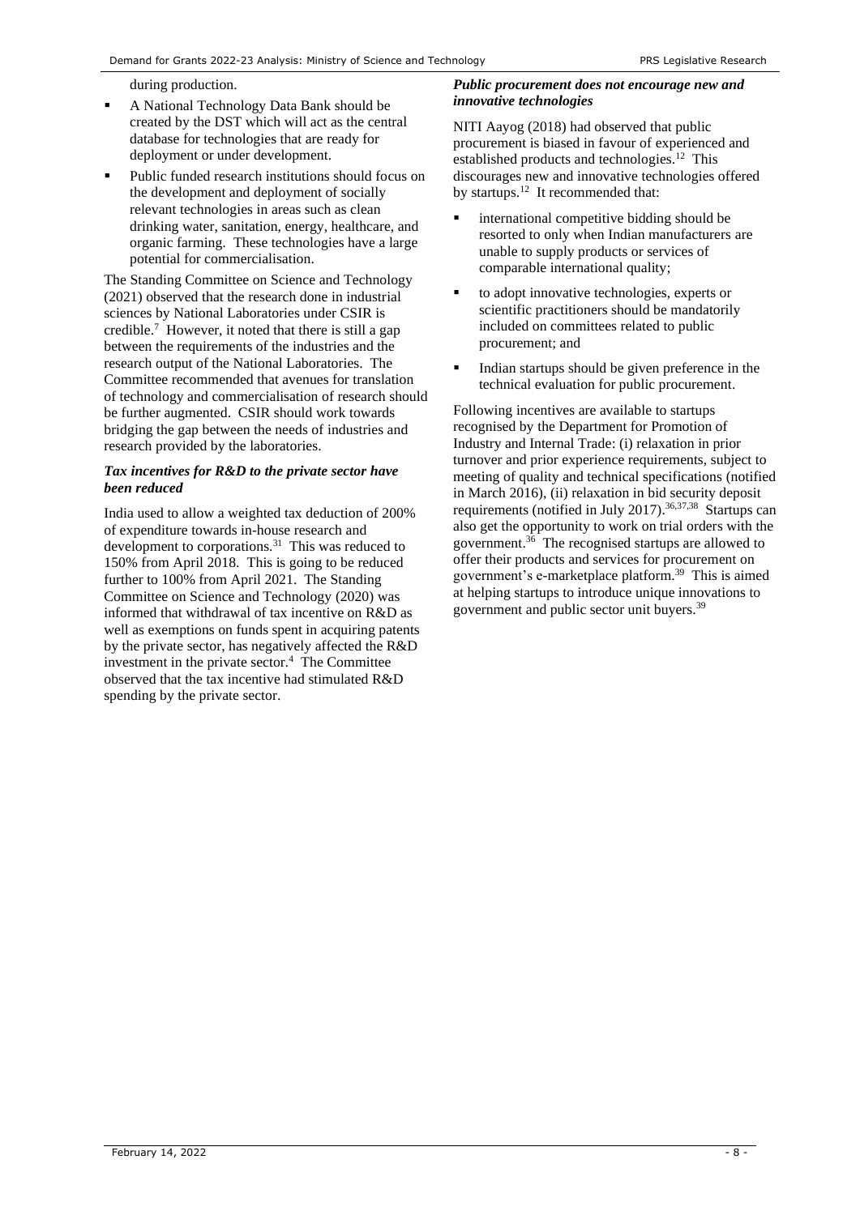during production.

- A National Technology Data Bank should be created by the DST which will act as the central database for technologies that are ready for deployment or under development.
- Public funded research institutions should focus on the development and deployment of socially relevant technologies in areas such as clean drinking water, sanitation, energy, healthcare, and organic farming. These technologies have a large potential for commercialisation.

The Standing Committee on Science and Technology (2021) observed that the research done in industrial sciences by National Laboratories under CSIR is credible.[7] However, it noted that there is still a gap between the requirements of the industries and the research output of the National Laboratories. The Committee recommended that avenues for translation of technology and commercialisation of research should be further augmented. CSIR should work towards bridging the gap between the needs of industries and research provided by the laboratories.

***Tax incentives for R&D to the private sector have been reduced***

India used to allow a weighted tax deduction of 200% of expenditure towards in-house research and development to corporations.[31] This was reduced to 150% from April 2018. This is going to be reduced further to 100% from April 2021. The Standing Committee on Science and Technology (2020) was informed that withdrawal of tax incentive on R&D as well as exemptions on funds spent in acquiring patents by the private sector, has negatively affected the R&D investment in the private sector.[4] The Committee observed that the tax incentive had stimulated R&D spending by the private sector.

***Public procurement does not encourage new and innovative technologies***

NITI Aayog (2018) had observed that public procurement is biased in favour of experienced and established products and technologies.[12] This discourages new and innovative technologies offered by startups.[12] It recommended that:

- international competitive bidding should be resorted to only when Indian manufacturers are unable to supply products or services of comparable international quality;
- to adopt innovative technologies, experts or scientific practitioners should be mandatorily included on committees related to public procurement; and
- Indian startups should be given preference in the technical evaluation for public procurement.

Following incentives are available to startups recognised by the Department for Promotion of Industry and Internal Trade: (i) relaxation in prior turnover and prior experience requirements, subject to meeting of quality and technical specifications (notified in March 2016), (ii) relaxation in bid security deposit requirements (notified in July 2017).[36,37,38] Startups can also get the opportunity to work on trial orders with the government.[36] The recognised startups are allowed to offer their products and services for procurement on government's e-marketplace platform.[39] This is aimed at helping startups to introduce unique innovations to government and public sector unit buyers.[39]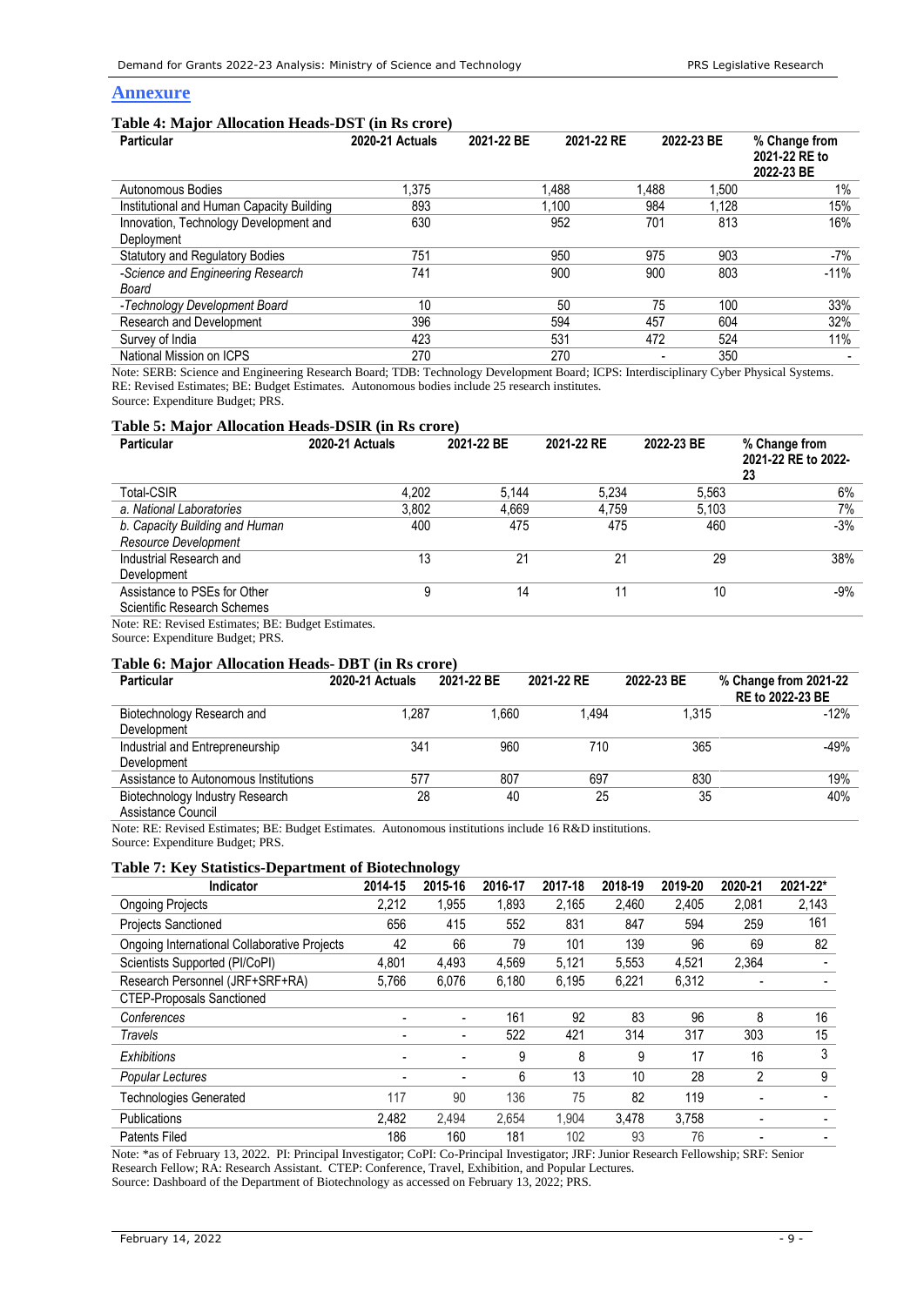## Annexure

### Table 4: Major Allocation Heads-DST (in Rs crore)

| Particular | 2020-21 Actuals | 2021-22 BE | 2021-22 RE | 2022-23 BE | % Change from 2021-22 RE to 2022-23 BE |
|---|---|---|---|---|---|
| Autonomous Bodies | 1,375 | 1,488 | 1,488 | 1,500 | 1% |
| Institutional and Human Capacity Building | 893 | 1,100 | 984 | 1,128 | 15% |
| Innovation, Technology Development and Deployment | 630 | 952 | 701 | 813 | 16% |
| Statutory and Regulatory Bodies | 751 | 950 | 975 | 903 | -7% |
| *-Science and Engineering Research Board* | 741 | 900 | 900 | 803 | -11% |
| *-Technology Development Board* | 10 | 50 | 75 | 100 | 33% |
| Research and Development | 396 | 594 | 457 | 604 | 32% |
| Survey of India | 423 | 531 | 472 | 524 | 11% |
| National Mission on ICPS | 270 | 270 | - | 350 | - |

Note: SERB: Science and Engineering Research Board; TDB: Technology Development Board; ICPS: Interdisciplinary Cyber Physical Systems. RE: Revised Estimates; BE: Budget Estimates. Autonomous bodies include 25 research institutes.
Source: Expenditure Budget; PRS.

### Table 5: Major Allocation Heads-DSIR (in Rs crore)

| Particular | 2020-21 Actuals | 2021-22 BE | 2021-22 RE | 2022-23 BE | % Change from 2021-22 RE to 2022-23 |
|---|---|---|---|---|---|
| Total-CSIR | 4,202 | 5,144 | 5,234 | 5,563 | 6% |
| *a. National Laboratories* | 3,802 | 4,669 | 4,759 | 5,103 | 7% |
| *b. Capacity Building and Human Resource Development* | 400 | 475 | 475 | 460 | -3% |
| Industrial Research and Development | 13 | 21 | 21 | 29 | 38% |
| Assistance to PSEs for Other Scientific Research Schemes | 9 | 14 | 11 | 10 | -9% |

Note: RE: Revised Estimates; BE: Budget Estimates.
Source: Expenditure Budget; PRS.

### Table 6: Major Allocation Heads- DBT (in Rs crore)

| Particular | 2020-21 Actuals | 2021-22 BE | 2021-22 RE | 2022-23 BE | % Change from 2021-22 RE to 2022-23 BE |
|---|---|---|---|---|---|
| Biotechnology Research and Development | 1,287 | 1,660 | 1,494 | 1,315 | -12% |
| Industrial and Entrepreneurship Development | 341 | 960 | 710 | 365 | -49% |
| Assistance to Autonomous Institutions | 577 | 807 | 697 | 830 | 19% |
| Biotechnology Industry Research Assistance Council | 28 | 40 | 25 | 35 | 40% |

Note: RE: Revised Estimates; BE: Budget Estimates. Autonomous institutions include 16 R&D institutions.
Source: Expenditure Budget; PRS.

### Table 7: Key Statistics-Department of Biotechnology

| Indicator | 2014-15 | 2015-16 | 2016-17 | 2017-18 | 2018-19 | 2019-20 | 2020-21 | 2021-22* |
|---|---|---|---|---|---|---|---|---|
| Ongoing Projects | 2,212 | 1,955 | 1,893 | 2,165 | 2,460 | 2,405 | 2,081 | 2,143 |
| Projects Sanctioned | 656 | 415 | 552 | 831 | 847 | 594 | 259 | 161 |
| Ongoing International Collaborative Projects | 42 | 66 | 79 | 101 | 139 | 96 | 69 | 82 |
| Scientists Supported (PI/CoPI) | 4,801 | 4,493 | 4,569 | 5,121 | 5,553 | 4,521 | 2,364 | - |
| Research Personnel (JRF+SRF+RA) | 5,766 | 6,076 | 6,180 | 6,195 | 6,221 | 6,312 | - | - |
| CTEP-Proposals Sanctioned | | | | | | | | |
| *Conferences* | - | - | 161 | 92 | 83 | 96 | 8 | 16 |
| *Travels* | - | - | 522 | 421 | 314 | 317 | 303 | 15 |
| *Exhibitions* | - | - | 9 | 8 | 9 | 17 | 16 | 3 |
| *Popular Lectures* | - | - | 6 | 13 | 10 | 28 | 2 | 9 |
| Technologies Generated | 117 | 90 | 136 | 75 | 82 | 119 | - | - |
| Publications | 2,482 | 2,494 | 2,654 | 1,904 | 3,478 | 3,758 | - | - |
| Patents Filed | 186 | 160 | 181 | 102 | 93 | 76 | - | - |

Note: *as of February 13, 2022. PI: Principal Investigator; CoPI: Co-Principal Investigator; JRF: Junior Research Fellowship; SRF: Senior Research Fellow; RA: Research Assistant. CTEP: Conference, Travel, Exhibition, and Popular Lectures.
Source: Dashboard of the Department of Biotechnology as accessed on February 13, 2022; PRS.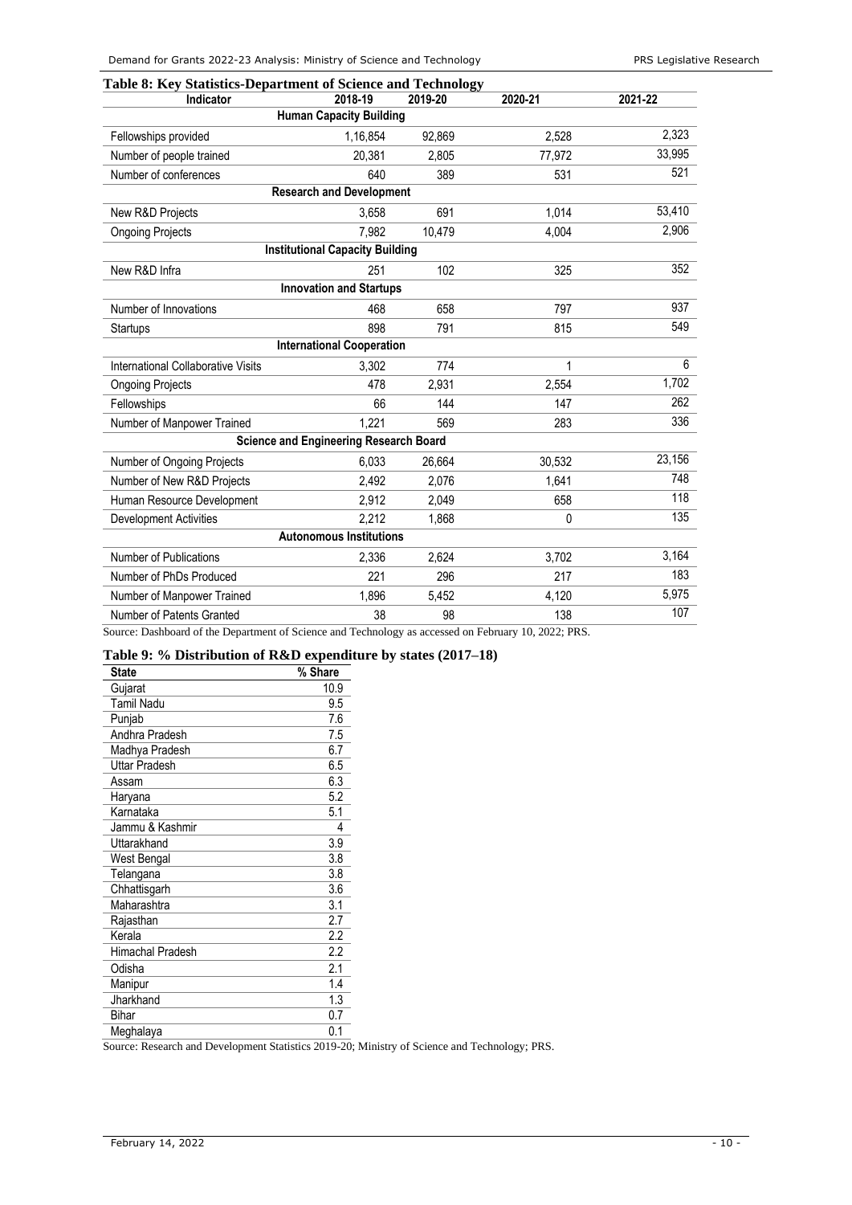**Table 8: Key Statistics-Department of Science and Technology**

| Indicator | 2018-19 | 2019-20 | 2020-21 | 2021-22 |
|---|---|---|---|---|
| **Human Capacity Building** | | | | |
| Fellowships provided | 1,16,854 | 92,869 | 2,528 | 2,323 |
| Number of people trained | 20,381 | 2,805 | 77,972 | 33,995 |
| Number of conferences | 640 | 389 | 531 | 521 |
| **Research and Development** | | | | |
| New R&D Projects | 3,658 | 691 | 1,014 | 53,410 |
| Ongoing Projects | 7,982 | 10,479 | 4,004 | 2,906 |
| **Institutional Capacity Building** | | | | |
| New R&D Infra | 251 | 102 | 325 | 352 |
| **Innovation and Startups** | | | | |
| Number of Innovations | 468 | 658 | 797 | 937 |
| Startups | 898 | 791 | 815 | 549 |
| **International Cooperation** | | | | |
| International Collaborative Visits | 3,302 | 774 | 1 | 6 |
| Ongoing Projects | 478 | 2,931 | 2,554 | 1,702 |
| Fellowships | 66 | 144 | 147 | 262 |
| Number of Manpower Trained | 1,221 | 569 | 283 | 336 |
| **Science and Engineering Research Board** | | | | |
| Number of Ongoing Projects | 6,033 | 26,664 | 30,532 | 23,156 |
| Number of New R&D Projects | 2,492 | 2,076 | 1,641 | 748 |
| Human Resource Development | 2,912 | 2,049 | 658 | 118 |
| Development Activities | 2,212 | 1,868 | 0 | 135 |
| **Autonomous Institutions** | | | | |
| Number of Publications | 2,336 | 2,624 | 3,702 | 3,164 |
| Number of PhDs Produced | 221 | 296 | 217 | 183 |
| Number of Manpower Trained | 1,896 | 5,452 | 4,120 | 5,975 |
| Number of Patents Granted | 38 | 98 | 138 | 107 |

Source: Dashboard of the Department of Science and Technology as accessed on February 10, 2022; PRS.

**Table 9: % Distribution of R&D expenditure by states (2017–18)**

| State | % Share |
|---|---|
| Gujarat | 10.9 |
| Tamil Nadu | 9.5 |
| Punjab | 7.6 |
| Andhra Pradesh | 7.5 |
| Madhya Pradesh | 6.7 |
| Uttar Pradesh | 6.5 |
| Assam | 6.3 |
| Haryana | 5.2 |
| Karnataka | 5.1 |
| Jammu & Kashmir | 4 |
| Uttarakhand | 3.9 |
| West Bengal | 3.8 |
| Telangana | 3.8 |
| Chhattisgarh | 3.6 |
| Maharashtra | 3.1 |
| Rajasthan | 2.7 |
| Kerala | 2.2 |
| Himachal Pradesh | 2.2 |
| Odisha | 2.1 |
| Manipur | 1.4 |
| Jharkhand | 1.3 |
| Bihar | 0.7 |
| Meghalaya | 0.1 |

Source: Research and Development Statistics 2019-20; Ministry of Science and Technology; PRS.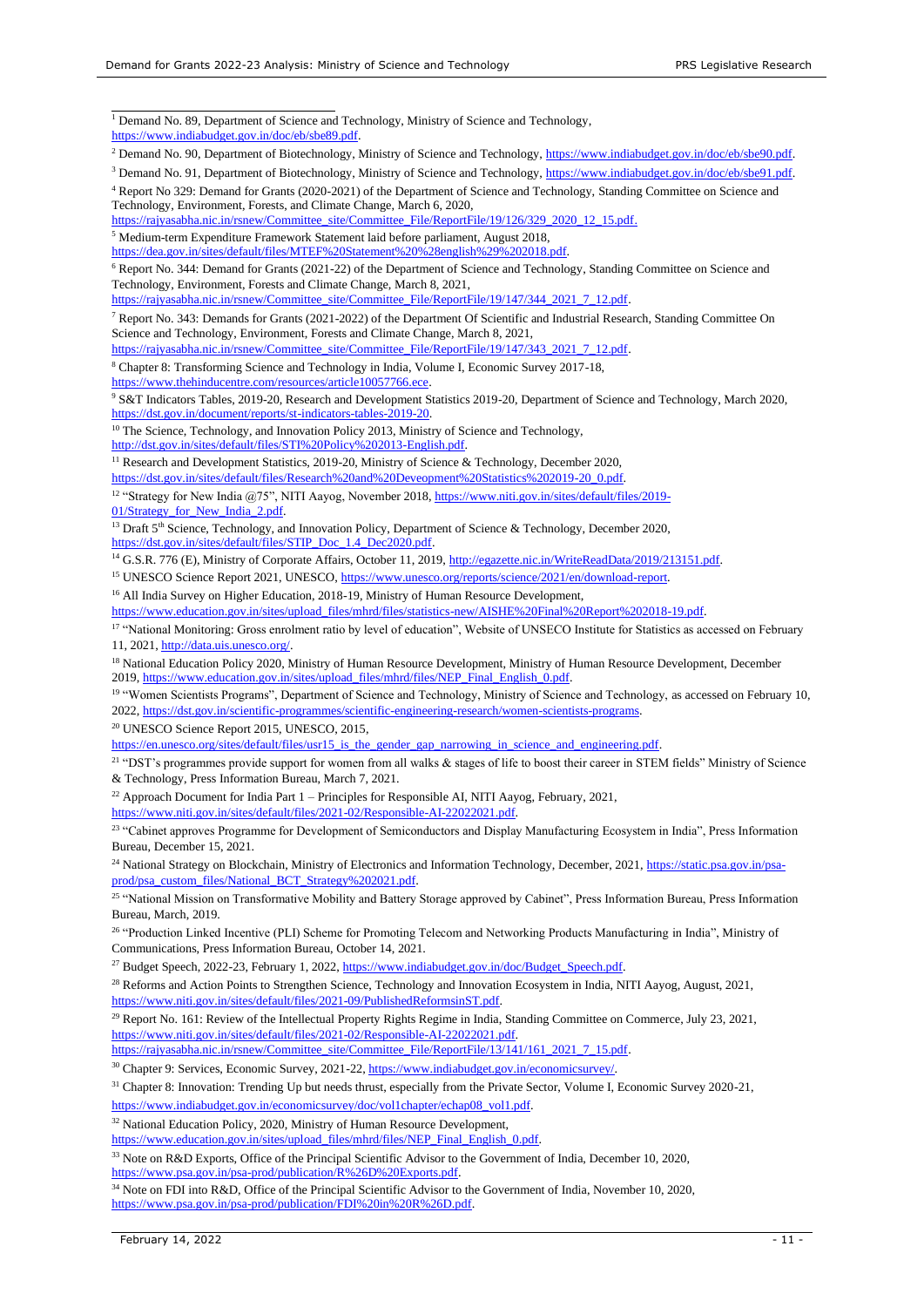[1] Demand No. 89, Department of Science and Technology, Ministry of Science and Technology, https://www.indiabudget.gov.in/doc/eb/sbe89.pdf.

[2] Demand No. 90, Department of Biotechnology, Ministry of Science and Technology, https://www.indiabudget.gov.in/doc/eb/sbe90.pdf.

[3] Demand No. 91, Department of Biotechnology, Ministry of Science and Technology, https://www.indiabudget.gov.in/doc/eb/sbe91.pdf.

[4] Report No 329: Demand for Grants (2020-2021) of the Department of Science and Technology, Standing Committee on Science and Technology, Environment, Forests, and Climate Change, March 6, 2020, https://rajyasabha.nic.in/rsnew/Committee_site/Committee_File/ReportFile/19/126/329_2020_12_15.pdf.

[5] Medium-term Expenditure Framework Statement laid before parliament, August 2018, https://dea.gov.in/sites/default/files/MTEF%20Statement%20%28english%29%202018.pdf.

[6] Report No. 344: Demand for Grants (2021-22) of the Department of Science and Technology, Standing Committee on Science and Technology, Environment, Forests and Climate Change, March 8, 2021, https://rajyasabha.nic.in/rsnew/Committee_site/Committee_File/ReportFile/19/147/344_2021_7_12.pdf.

[7] Report No. 343: Demands for Grants (2021-2022) of the Department Of Scientific and Industrial Research, Standing Committee On Science and Technology, Environment, Forests and Climate Change, March 8, 2021, https://rajyasabha.nic.in/rsnew/Committee_site/Committee_File/ReportFile/19/147/343_2021_7_12.pdf.

[8] Chapter 8: Transforming Science and Technology in India, Volume I, Economic Survey 2017-18, https://www.thehinducentre.com/resources/article10057766.ece.

[9] S&T Indicators Tables, 2019-20, Research and Development Statistics 2019-20, Department of Science and Technology, March 2020, https://dst.gov.in/document/reports/st-indicators-tables-2019-20.

[10] The Science, Technology, and Innovation Policy 2013, Ministry of Science and Technology, http://dst.gov.in/sites/default/files/STI%20Policy%202013-English.pdf.

[11] Research and Development Statistics, 2019-20, Ministry of Science & Technology, December 2020, https://dst.gov.in/sites/default/files/Research%20and%20Deveopment%20Statistics%202019-20_0.pdf.

[12] "Strategy for New India @75", NITI Aayog, November 2018, https://www.niti.gov.in/sites/default/files/2019-01/Strategy_for_New_India_2.pdf.

[13] Draft 5th Science, Technology, and Innovation Policy, Department of Science & Technology, December 2020, https://dst.gov.in/sites/default/files/STIP_Doc_1.4_Dec2020.pdf.

[14] G.S.R. 776 (E), Ministry of Corporate Affairs, October 11, 2019, http://egazette.nic.in/WriteReadData/2019/213151.pdf.

[15] UNESCO Science Report 2021, UNESCO, https://www.unesco.org/reports/science/2021/en/download-report.

[16] All India Survey on Higher Education, 2018-19, Ministry of Human Resource Development, https://www.education.gov.in/sites/upload_files/mhrd/files/statistics-new/AISHE%20Final%20Report%202018-19.pdf.

[17] "National Monitoring: Gross enrolment ratio by level of education", Website of UNSECO Institute for Statistics as accessed on February 11, 2021, http://data.uis.unesco.org/.

[18] National Education Policy 2020, Ministry of Human Resource Development, Ministry of Human Resource Development, December 2019, https://www.education.gov.in/sites/upload_files/mhrd/files/NEP_Final_English_0.pdf.

[19] "Women Scientists Programs", Department of Science and Technology, Ministry of Science and Technology, as accessed on February 10, 2022, https://dst.gov.in/scientific-programmes/scientific-engineering-research/women-scientists-programs.

[20] UNESCO Science Report 2015, UNESCO, 2015, https://en.unesco.org/sites/default/files/usr15_is_the_gender_gap_narrowing_in_science_and_engineering.pdf.

[21] "DST's programmes provide support for women from all walks & stages of life to boost their career in STEM fields" Ministry of Science & Technology, Press Information Bureau, March 7, 2021.

[22] Approach Document for India Part 1 – Principles for Responsible AI, NITI Aayog, February, 2021, https://www.niti.gov.in/sites/default/files/2021-02/Responsible-AI-22022021.pdf.

[23] "Cabinet approves Programme for Development of Semiconductors and Display Manufacturing Ecosystem in India", Press Information Bureau, December 15, 2021.

[24] National Strategy on Blockchain, Ministry of Electronics and Information Technology, December, 2021, https://static.psa.gov.in/psa-prod/psa_custom_files/National_BCT_Strategy%202021.pdf.

[25] "National Mission on Transformative Mobility and Battery Storage approved by Cabinet", Press Information Bureau, Press Information Bureau, March, 2019.

[26] "Production Linked Incentive (PLI) Scheme for Promoting Telecom and Networking Products Manufacturing in India", Ministry of Communications, Press Information Bureau, October 14, 2021.

[27] Budget Speech, 2022-23, February 1, 2022, https://www.indiabudget.gov.in/doc/Budget_Speech.pdf.

[28] Reforms and Action Points to Strengthen Science, Technology and Innovation Ecosystem in India, NITI Aayog, August, 2021, https://www.niti.gov.in/sites/default/files/2021-09/PublishedReformsinST.pdf.

[29] Report No. 161: Review of the Intellectual Property Rights Regime in India, Standing Committee on Commerce, July 23, 2021, https://www.niti.gov.in/sites/default/files/2021-02/Responsible-AI-22022021.pdf. https://rajyasabha.nic.in/rsnew/Committee_site/Committee_File/ReportFile/13/141/161_2021_7_15.pdf.

[30] Chapter 9: Services, Economic Survey, 2021-22, https://www.indiabudget.gov.in/economicsurvey/.

[31] Chapter 8: Innovation: Trending Up but needs thrust, especially from the Private Sector, Volume I, Economic Survey 2020-21, https://www.indiabudget.gov.in/economicsurvey/doc/vol1chapter/echap08_vol1.pdf.

[32] National Education Policy, 2020, Ministry of Human Resource Development, https://www.education.gov.in/sites/upload_files/mhrd/files/NEP_Final_English_0.pdf.

[33] Note on R&D Exports, Office of the Principal Scientific Advisor to the Government of India, December 10, 2020, https://www.psa.gov.in/psa-prod/publication/R%26D%20Exports.pdf.

[34] Note on FDI into R&D, Office of the Principal Scientific Advisor to the Government of India, November 10, 2020, https://www.psa.gov.in/psa-prod/publication/FDI%20in%20R%26D.pdf.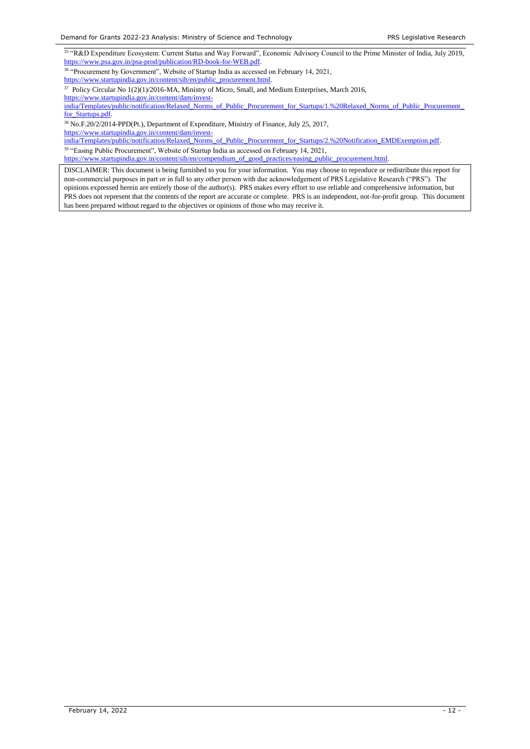[35] "R&D Expenditure Ecosystem: Current Status and Way Forward", Economic Advisory Council to the Prime Minister of India, July 2019, https://www.psa.gov.in/psa-prod/publication/RD-book-for-WEB.pdf.

[36] "Procurement by Government", Website of Startup India as accessed on February 14, 2021, https://www.startupindia.gov.in/content/sih/en/public_procurement.html.

[37] Policy Circular No 1(2)(1)/2016-MA, Ministry of Micro, Small, and Medium Enterprises, March 2016, https://www.startupindia.gov.in/content/dam/invest-india/Templates/public/notification/Relaxed_Norms_of_Public_Procurement_for_Startups/1.%20Relaxed_Norms_of_Public_Procurement_for_Startups.pdf.

[38] No.F.20/2/2014-PPD(Pt.), Department of Expenditure, Ministry of Finance, July 25, 2017, https://www.startupindia.gov.in/content/dam/invest-india/Templates/public/notification/Relaxed_Norms_of_Public_Procurement_for_Startups/2.%20Notification_EMDExemption.pdf.

[39] "Easing Public Procurement", Website of Startup India as accessed on February 14, 2021, https://www.startupindia.gov.in/content/sih/en/compendium_of_good_practices/easing_public_procurement.html.

DISCLAIMER: This document is being furnished to you for your information. You may choose to reproduce or redistribute this report for non-commercial purposes in part or in full to any other person with due acknowledgement of PRS Legislative Research ("PRS"). The opinions expressed herein are entirely those of the author(s). PRS makes every effort to use reliable and comprehensive information, but PRS does not represent that the contents of the report are accurate or complete. PRS is an independent, not-for-profit group. This document has been prepared without regard to the objectives or opinions of those who may receive it.